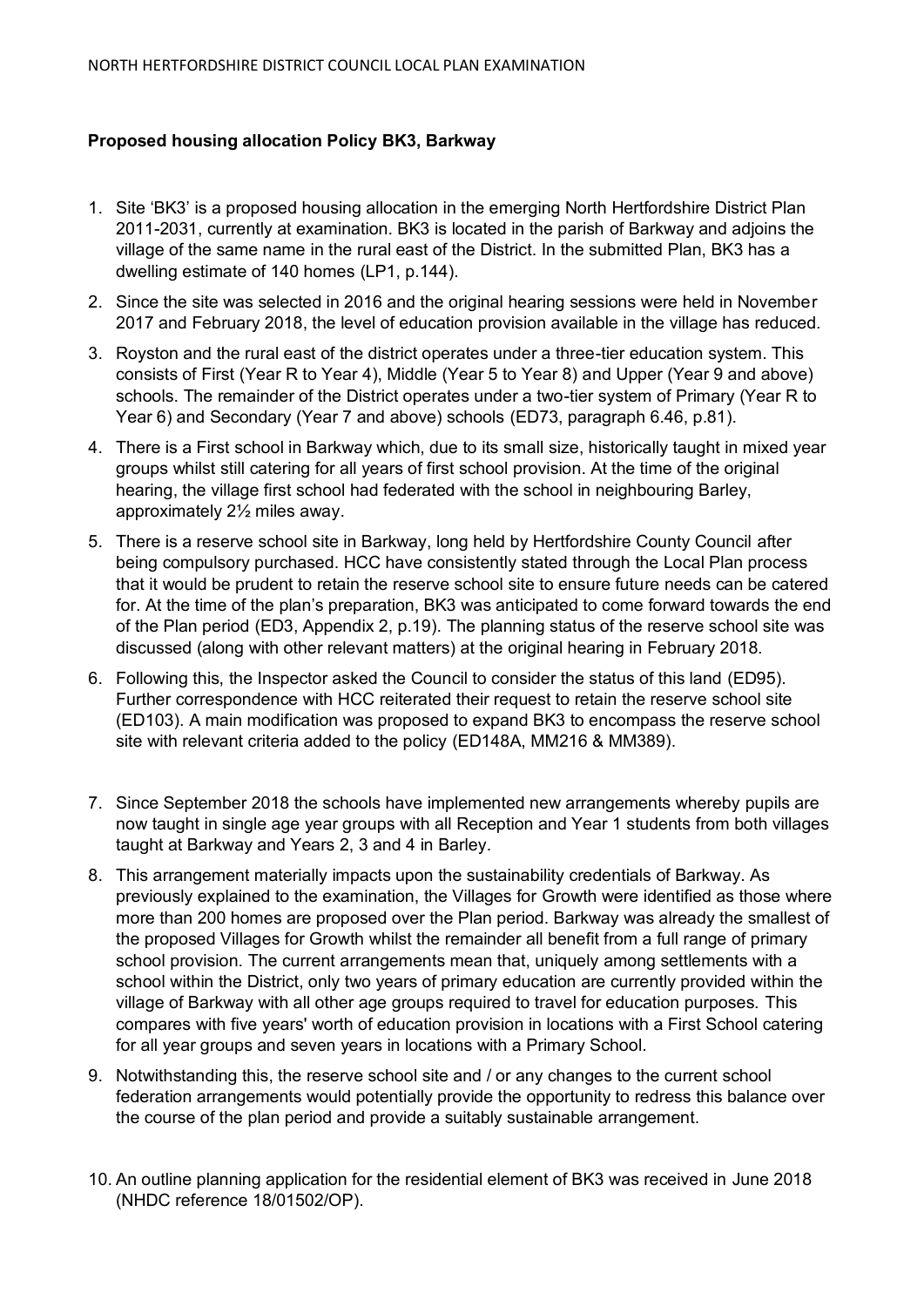**Proposed housing allocation Policy BK3, Barkway**

1. Site 'BK3' is a proposed housing allocation in the emerging North Hertfordshire District Plan 2011-2031, currently at examination. BK3 is located in the parish of Barkway and adjoins the village of the same name in the rural east of the District. In the submitted Plan, BK3 has a dwelling estimate of 140 homes (LP1, p.144).
2. Since the site was selected in 2016 and the original hearing sessions were held in November 2017 and February 2018, the level of education provision available in the village has reduced.
3. Royston and the rural east of the district operates under a three-tier education system. This consists of First (Year R to Year 4), Middle (Year 5 to Year 8) and Upper (Year 9 and above) schools. The remainder of the District operates under a two-tier system of Primary (Year R to Year 6) and Secondary (Year 7 and above) schools (ED73, paragraph 6.46, p.81).
4. There is a First school in Barkway which, due to its small size, historically taught in mixed year groups whilst still catering for all years of first school provision. At the time of the original hearing, the village first school had federated with the school in neighbouring Barley, approximately 2½ miles away.
5. There is a reserve school site in Barkway, long held by Hertfordshire County Council after being compulsory purchased. HCC have consistently stated through the Local Plan process that it would be prudent to retain the reserve school site to ensure future needs can be catered for. At the time of the plan's preparation, BK3 was anticipated to come forward towards the end of the Plan period (ED3, Appendix 2, p.19). The planning status of the reserve school site was discussed (along with other relevant matters) at the original hearing in February 2018.
6. Following this, the Inspector asked the Council to consider the status of this land (ED95). Further correspondence with HCC reiterated their request to retain the reserve school site (ED103). A main modification was proposed to expand BK3 to encompass the reserve school site with relevant criteria added to the policy (ED148A, MM216 & MM389).
7. Since September 2018 the schools have implemented new arrangements whereby pupils are now taught in single age year groups with all Reception and Year 1 students from both villages taught at Barkway and Years 2, 3 and 4 in Barley.
8. This arrangement materially impacts upon the sustainability credentials of Barkway. As previously explained to the examination, the Villages for Growth were identified as those where more than 200 homes are proposed over the Plan period. Barkway was already the smallest of the proposed Villages for Growth whilst the remainder all benefit from a full range of primary school provision. The current arrangements mean that, uniquely among settlements with a school within the District, only two years of primary education are currently provided within the village of Barkway with all other age groups required to travel for education purposes. This compares with five years' worth of education provision in locations with a First School catering for all year groups and seven years in locations with a Primary School.
9. Notwithstanding this, the reserve school site and / or any changes to the current school federation arrangements would potentially provide the opportunity to redress this balance over the course of the plan period and provide a suitably sustainable arrangement.
10. An outline planning application for the residential element of BK3 was received in June 2018 (NHDC reference 18/01502/OP).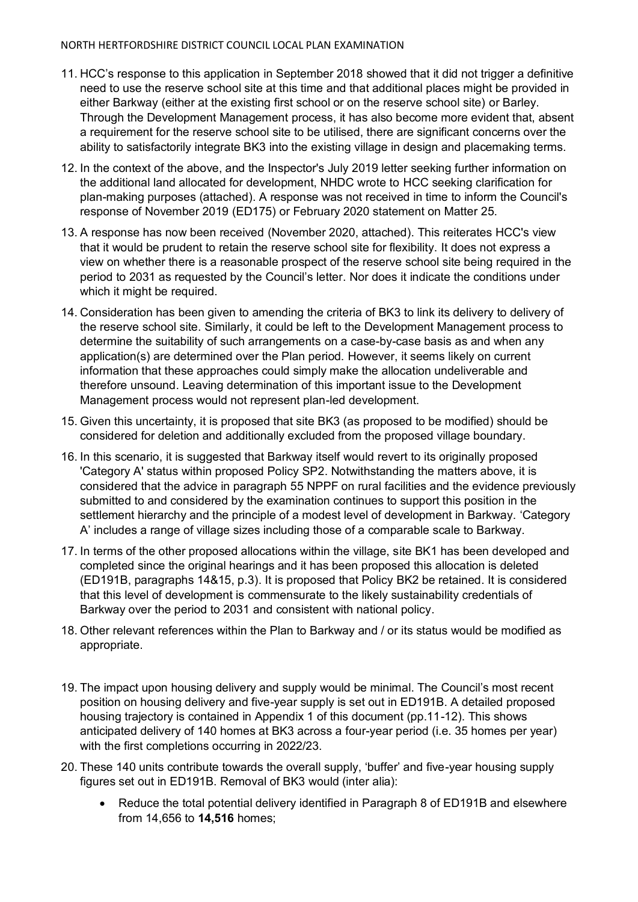11. HCC's response to this application in September 2018 showed that it did not trigger a definitive need to use the reserve school site at this time and that additional places might be provided in either Barkway (either at the existing first school or on the reserve school site) or Barley. Through the Development Management process, it has also become more evident that, absent a requirement for the reserve school site to be utilised, there are significant concerns over the ability to satisfactorily integrate BK3 into the existing village in design and placemaking terms.

12. In the context of the above, and the Inspector's July 2019 letter seeking further information on the additional land allocated for development, NHDC wrote to HCC seeking clarification for plan-making purposes (attached). A response was not received in time to inform the Council's response of November 2019 (ED175) or February 2020 statement on Matter 25.

13. A response has now been received (November 2020, attached). This reiterates HCC's view that it would be prudent to retain the reserve school site for flexibility. It does not express a view on whether there is a reasonable prospect of the reserve school site being required in the period to 2031 as requested by the Council's letter. Nor does it indicate the conditions under which it might be required.

14. Consideration has been given to amending the criteria of BK3 to link its delivery to delivery of the reserve school site. Similarly, it could be left to the Development Management process to determine the suitability of such arrangements on a case-by-case basis as and when any application(s) are determined over the Plan period. However, it seems likely on current information that these approaches could simply make the allocation undeliverable and therefore unsound. Leaving determination of this important issue to the Development Management process would not represent plan-led development.

15. Given this uncertainty, it is proposed that site BK3 (as proposed to be modified) should be considered for deletion and additionally excluded from the proposed village boundary.

16. In this scenario, it is suggested that Barkway itself would revert to its originally proposed 'Category A' status within proposed Policy SP2. Notwithstanding the matters above, it is considered that the advice in paragraph 55 NPPF on rural facilities and the evidence previously submitted to and considered by the examination continues to support this position in the settlement hierarchy and the principle of a modest level of development in Barkway. 'Category A' includes a range of village sizes including those of a comparable scale to Barkway.

17. In terms of the other proposed allocations within the village, site BK1 has been developed and completed since the original hearings and it has been proposed this allocation is deleted (ED191B, paragraphs 14&15, p.3). It is proposed that Policy BK2 be retained. It is considered that this level of development is commensurate to the likely sustainability credentials of Barkway over the period to 2031 and consistent with national policy.

18. Other relevant references within the Plan to Barkway and / or its status would be modified as appropriate.

19. The impact upon housing delivery and supply would be minimal. The Council's most recent position on housing delivery and five-year supply is set out in ED191B. A detailed proposed housing trajectory is contained in Appendix 1 of this document (pp.11-12). This shows anticipated delivery of 140 homes at BK3 across a four-year period (i.e. 35 homes per year) with the first completions occurring in 2022/23.

20. These 140 units contribute towards the overall supply, 'buffer' and five-year housing supply figures set out in ED191B. Removal of BK3 would (inter alia):

    - Reduce the total potential delivery identified in Paragraph 8 of ED191B and elsewhere from 14,656 to **14,516** homes;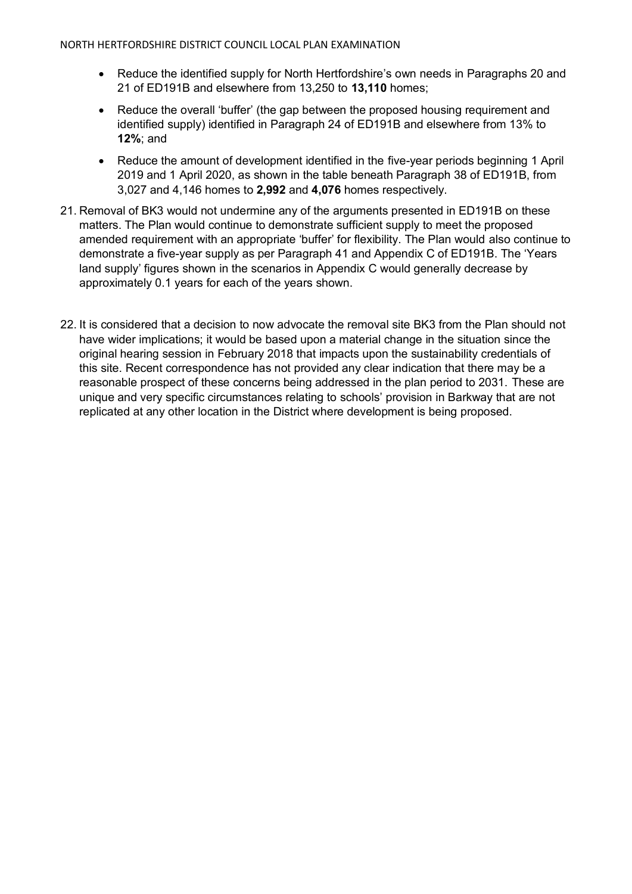- Reduce the identified supply for North Hertfordshire's own needs in Paragraphs 20 and 21 of ED191B and elsewhere from 13,250 to **13,110** homes;
- Reduce the overall 'buffer' (the gap between the proposed housing requirement and identified supply) identified in Paragraph 24 of ED191B and elsewhere from 13% to **12%**; and
- Reduce the amount of development identified in the five-year periods beginning 1 April 2019 and 1 April 2020, as shown in the table beneath Paragraph 38 of ED191B, from 3,027 and 4,146 homes to **2,992** and **4,076** homes respectively.

21. Removal of BK3 would not undermine any of the arguments presented in ED191B on these matters. The Plan would continue to demonstrate sufficient supply to meet the proposed amended requirement with an appropriate 'buffer' for flexibility. The Plan would also continue to demonstrate a five-year supply as per Paragraph 41 and Appendix C of ED191B. The 'Years land supply' figures shown in the scenarios in Appendix C would generally decrease by approximately 0.1 years for each of the years shown.

22. It is considered that a decision to now advocate the removal site BK3 from the Plan should not have wider implications; it would be based upon a material change in the situation since the original hearing session in February 2018 that impacts upon the sustainability credentials of this site. Recent correspondence has not provided any clear indication that there may be a reasonable prospect of these concerns being addressed in the plan period to 2031. These are unique and very specific circumstances relating to schools' provision in Barkway that are not replicated at any other location in the District where development is being proposed.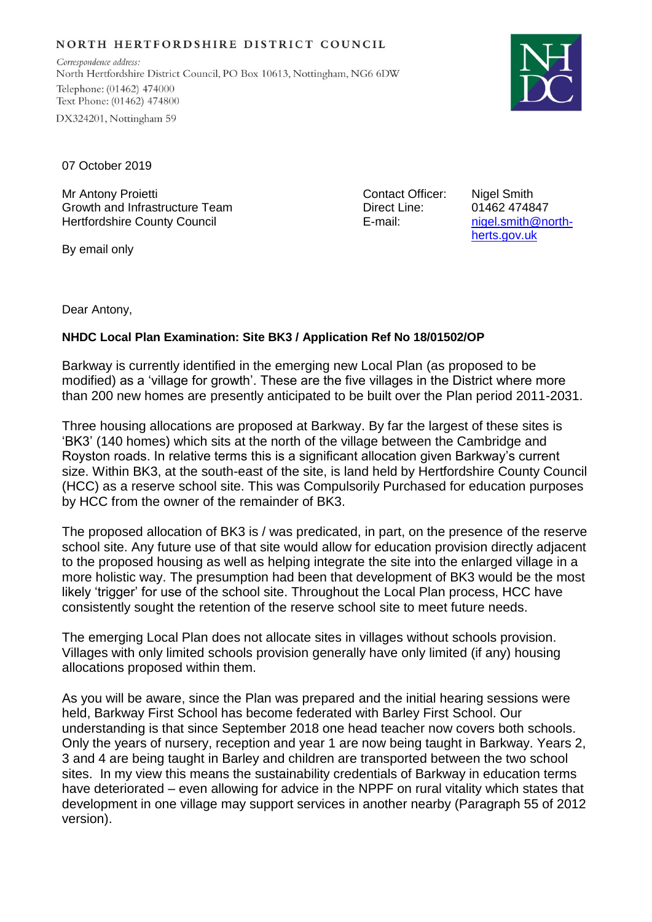NORTH HERTFORDSHIRE DISTRICT COUNCIL

*Correspondence address:*
North Hertfordshire District Council, PO Box 10613, Nottingham, NG6 6DW
Telephone: (01462) 474000
Text Phone: (01462) 474800
DX324201, Nottingham 59

07 October 2019

Mr Antony Proietti
Growth and Infrastructure Team
Hertfordshire County Council

Contact Officer: Nigel Smith
Direct Line: 01462 474847
E-mail: nigel.smith@north-herts.gov.uk

By email only

Dear Antony,

**NHDC Local Plan Examination: Site BK3 / Application Ref No 18/01502/OP**

Barkway is currently identified in the emerging new Local Plan (as proposed to be modified) as a 'village for growth'. These are the five villages in the District where more than 200 new homes are presently anticipated to be built over the Plan period 2011-2031.

Three housing allocations are proposed at Barkway. By far the largest of these sites is 'BK3' (140 homes) which sits at the north of the village between the Cambridge and Royston roads. In relative terms this is a significant allocation given Barkway's current size. Within BK3, at the south-east of the site, is land held by Hertfordshire County Council (HCC) as a reserve school site. This was Compulsorily Purchased for education purposes by HCC from the owner of the remainder of BK3.

The proposed allocation of BK3 is / was predicated, in part, on the presence of the reserve school site. Any future use of that site would allow for education provision directly adjacent to the proposed housing as well as helping integrate the site into the enlarged village in a more holistic way. The presumption had been that development of BK3 would be the most likely 'trigger' for use of the school site. Throughout the Local Plan process, HCC have consistently sought the retention of the reserve school site to meet future needs.

The emerging Local Plan does not allocate sites in villages without schools provision. Villages with only limited schools provision generally have only limited (if any) housing allocations proposed within them.

As you will be aware, since the Plan was prepared and the initial hearing sessions were held, Barkway First School has become federated with Barley First School. Our understanding is that since September 2018 one head teacher now covers both schools. Only the years of nursery, reception and year 1 are now being taught in Barkway. Years 2, 3 and 4 are being taught in Barley and children are transported between the two school sites. In my view this means the sustainability credentials of Barkway in education terms have deteriorated – even allowing for advice in the NPPF on rural vitality which states that development in one village may support services in another nearby (Paragraph 55 of 2012 version).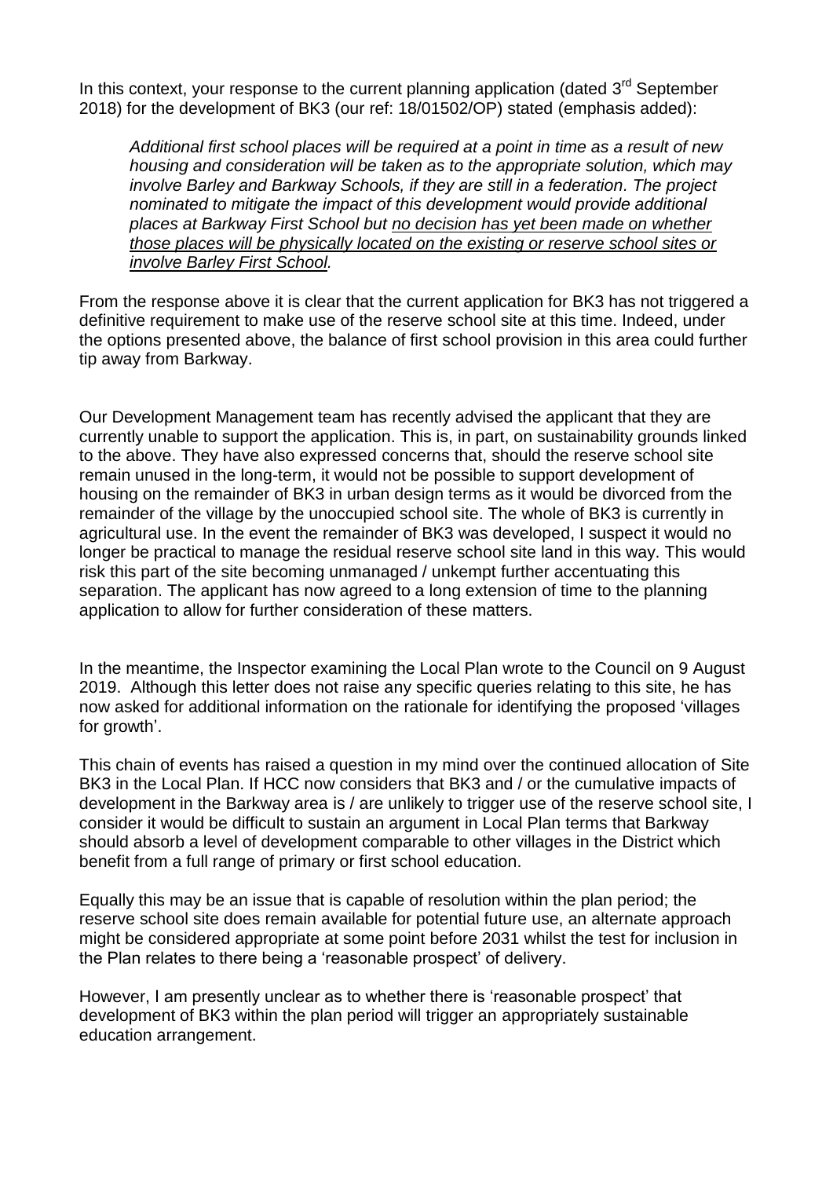In this context, your response to the current planning application (dated 3rd September 2018) for the development of BK3 (our ref: 18/01502/OP) stated (emphasis added):

> *Additional first school places will be required at a point in time as a result of new housing and consideration will be taken as to the appropriate solution, which may involve Barley and Barkway Schools, if they are still in a federation. The project nominated to mitigate the impact of this development would provide additional places at Barkway First School but <u>no decision has yet been made on whether those places will be physically located on the existing or reserve school sites or involve Barley First School</u>.*

From the response above it is clear that the current application for BK3 has not triggered a definitive requirement to make use of the reserve school site at this time. Indeed, under the options presented above, the balance of first school provision in this area could further tip away from Barkway.

Our Development Management team has recently advised the applicant that they are currently unable to support the application. This is, in part, on sustainability grounds linked to the above. They have also expressed concerns that, should the reserve school site remain unused in the long-term, it would not be possible to support development of housing on the remainder of BK3 in urban design terms as it would be divorced from the remainder of the village by the unoccupied school site. The whole of BK3 is currently in agricultural use. In the event the remainder of BK3 was developed, I suspect it would no longer be practical to manage the residual reserve school site land in this way. This would risk this part of the site becoming unmanaged / unkempt further accentuating this separation. The applicant has now agreed to a long extension of time to the planning application to allow for further consideration of these matters.

In the meantime, the Inspector examining the Local Plan wrote to the Council on 9 August 2019. Although this letter does not raise any specific queries relating to this site, he has now asked for additional information on the rationale for identifying the proposed 'villages for growth'.

This chain of events has raised a question in my mind over the continued allocation of Site BK3 in the Local Plan. If HCC now considers that BK3 and / or the cumulative impacts of development in the Barkway area is / are unlikely to trigger use of the reserve school site, I consider it would be difficult to sustain an argument in Local Plan terms that Barkway should absorb a level of development comparable to other villages in the District which benefit from a full range of primary or first school education.

Equally this may be an issue that is capable of resolution within the plan period; the reserve school site does remain available for potential future use, an alternate approach might be considered appropriate at some point before 2031 whilst the test for inclusion in the Plan relates to there being a 'reasonable prospect' of delivery.

However, I am presently unclear as to whether there is 'reasonable prospect' that development of BK3 within the plan period will trigger an appropriately sustainable education arrangement.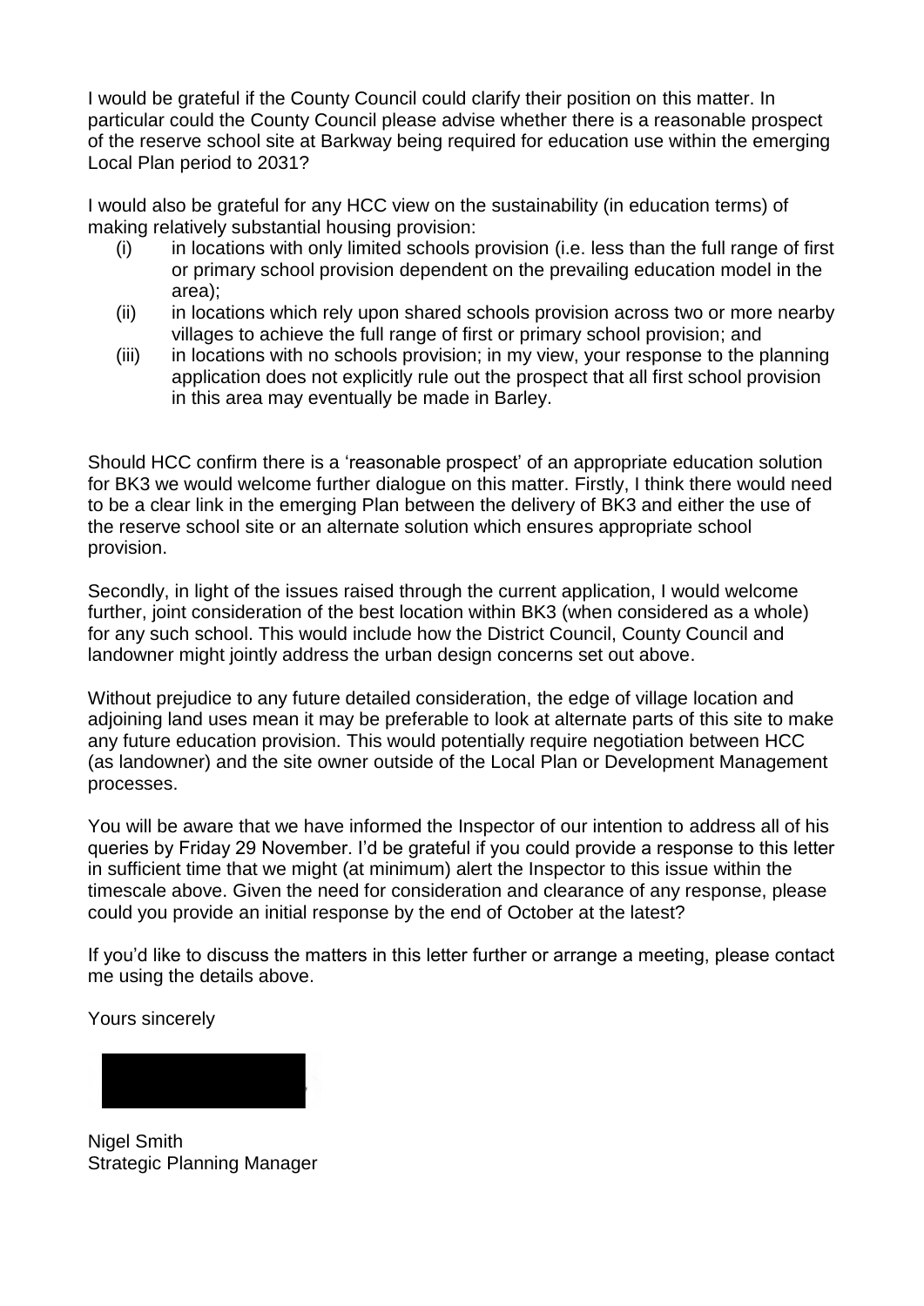I would be grateful if the County Council could clarify their position on this matter. In particular could the County Council please advise whether there is a reasonable prospect of the reserve school site at Barkway being required for education use within the emerging Local Plan period to 2031?

I would also be grateful for any HCC view on the sustainability (in education terms) of making relatively substantial housing provision:

- (i) in locations with only limited schools provision (i.e. less than the full range of first or primary school provision dependent on the prevailing education model in the area);
- (ii) in locations which rely upon shared schools provision across two or more nearby villages to achieve the full range of first or primary school provision; and
- (iii) in locations with no schools provision; in my view, your response to the planning application does not explicitly rule out the prospect that all first school provision in this area may eventually be made in Barley.

Should HCC confirm there is a 'reasonable prospect' of an appropriate education solution for BK3 we would welcome further dialogue on this matter. Firstly, I think there would need to be a clear link in the emerging Plan between the delivery of BK3 and either the use of the reserve school site or an alternate solution which ensures appropriate school provision.

Secondly, in light of the issues raised through the current application, I would welcome further, joint consideration of the best location within BK3 (when considered as a whole) for any such school. This would include how the District Council, County Council and landowner might jointly address the urban design concerns set out above.

Without prejudice to any future detailed consideration, the edge of village location and adjoining land uses mean it may be preferable to look at alternate parts of this site to make any future education provision. This would potentially require negotiation between HCC (as landowner) and the site owner outside of the Local Plan or Development Management processes.

You will be aware that we have informed the Inspector of our intention to address all of his queries by Friday 29 November. I'd be grateful if you could provide a response to this letter in sufficient time that we might (at minimum) alert the Inspector to this issue within the timescale above. Given the need for consideration and clearance of any response, please could you provide an initial response by the end of October at the latest?

If you'd like to discuss the matters in this letter further or arrange a meeting, please contact me using the details above.

Yours sincerely

Nigel Smith
Strategic Planning Manager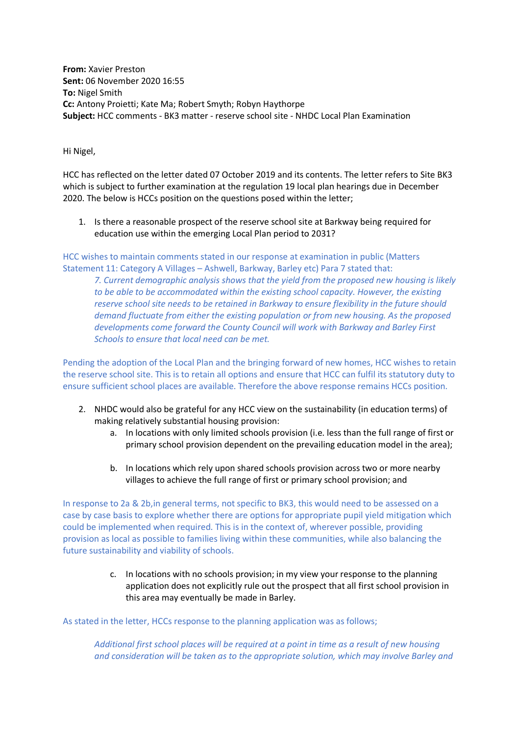**From:** Xavier Preston
**Sent:** 06 November 2020 16:55
**To:** Nigel Smith
**Cc:** Antony Proietti; Kate Ma; Robert Smyth; Robyn Haythorpe
**Subject:** HCC comments - BK3 matter - reserve school site - NHDC Local Plan Examination

Hi Nigel,

HCC has reflected on the letter dated 07 October 2019 and its contents. The letter refers to Site BK3 which is subject to further examination at the regulation 19 local plan hearings due in December 2020. The below is HCCs position on the questions posed within the letter;

1. Is there a reasonable prospect of the reserve school site at Barkway being required for education use within the emerging Local Plan period to 2031?

HCC wishes to maintain comments stated in our response at examination in public (Matters Statement 11: Category A Villages – Ashwell, Barkway, Barley etc) Para 7 stated that:

> *7. Current demographic analysis shows that the yield from the proposed new housing is likely to be able to be accommodated within the existing school capacity. However, the existing reserve school site needs to be retained in Barkway to ensure flexibility in the future should demand fluctuate from either the existing population or from new housing. As the proposed developments come forward the County Council will work with Barkway and Barley First Schools to ensure that local need can be met.*

Pending the adoption of the Local Plan and the bringing forward of new homes, HCC wishes to retain the reserve school site. This is to retain all options and ensure that HCC can fulfil its statutory duty to ensure sufficient school places are available. Therefore the above response remains HCCs position.

2. NHDC would also be grateful for any HCC view on the sustainability (in education terms) of making relatively substantial housing provision:
   a. In locations with only limited schools provision (i.e. less than the full range of first or primary school provision dependent on the prevailing education model in the area);

   b. In locations which rely upon shared schools provision across two or more nearby villages to achieve the full range of first or primary school provision; and

In response to 2a & 2b,in general terms, not specific to BK3, this would need to be assessed on a case by case basis to explore whether there are options for appropriate pupil yield mitigation which could be implemented when required. This is in the context of, wherever possible, providing provision as local as possible to families living within these communities, while also balancing the future sustainability and viability of schools.

   c. In locations with no schools provision; in my view your response to the planning application does not explicitly rule out the prospect that all first school provision in this area may eventually be made in Barley.

As stated in the letter, HCCs response to the planning application was as follows;

> *Additional first school places will be required at a point in time as a result of new housing and consideration will be taken as to the appropriate solution, which may involve Barley and*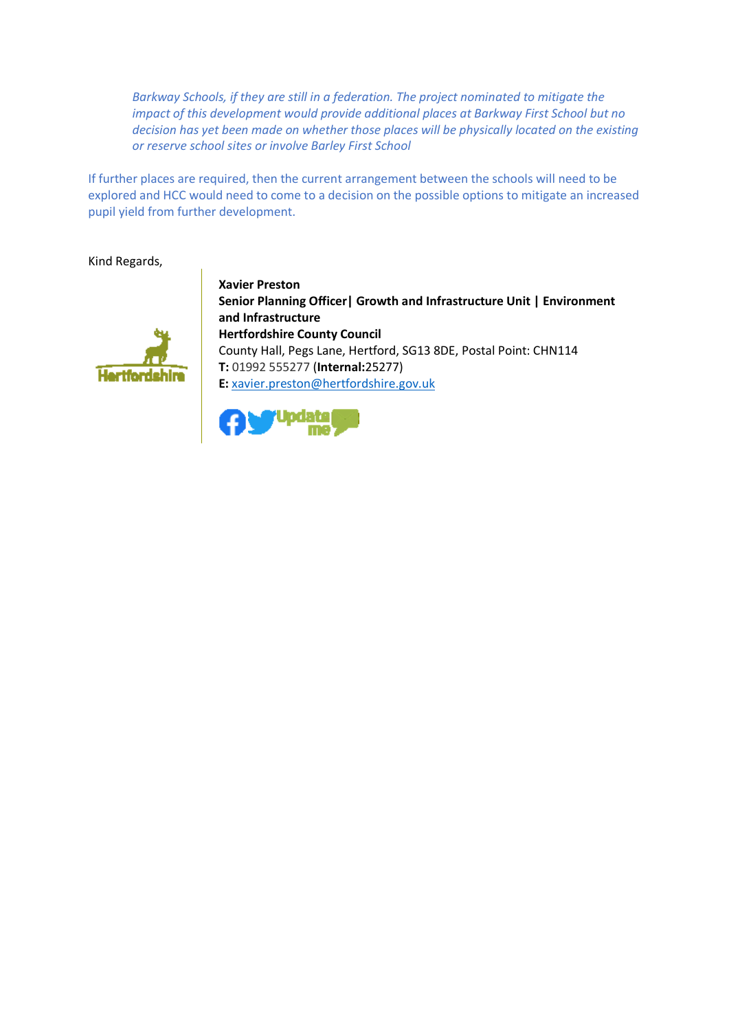*Barkway Schools, if they are still in a federation. The project nominated to mitigate the impact of this development would provide additional places at Barkway First School but no decision has yet been made on whether those places will be physically located on the existing or reserve school sites or involve Barley First School*

If further places are required, then the current arrangement between the schools will need to be explored and HCC would need to come to a decision on the possible options to mitigate an increased pupil yield from further development.

Kind Regards,

**Xavier Preston**
**Senior Planning Officer| Growth and Infrastructure Unit | Environment and Infrastructure**
**Hertfordshire County Council**
County Hall, Pegs Lane, Hertford, SG13 8DE, Postal Point: CHN114
**T:** 01992 555277 (**Internal:**25277)
**E:** xavier.preston@hertfordshire.gov.uk